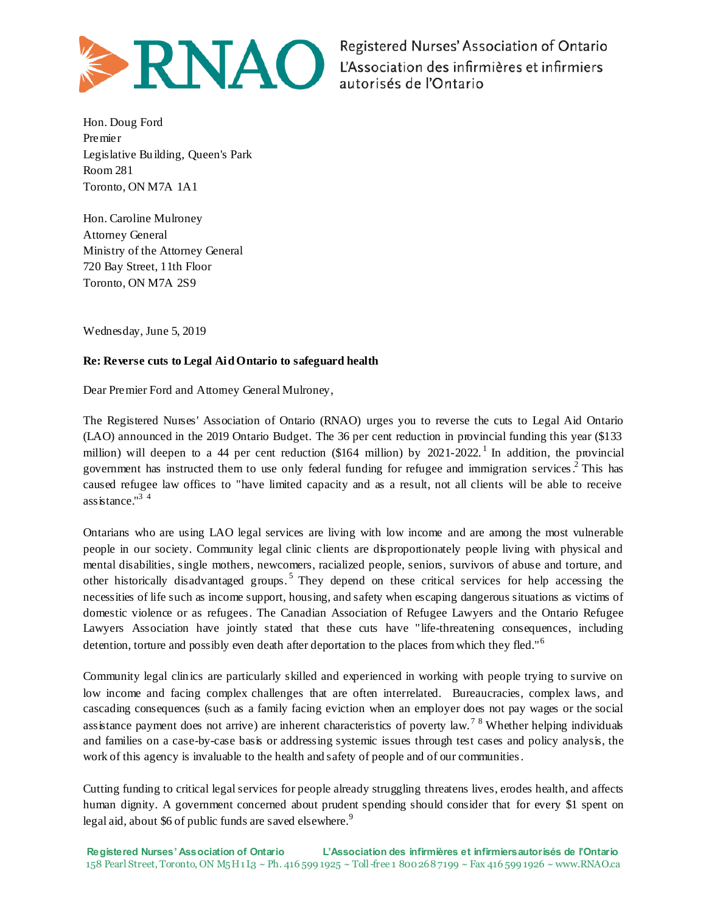Registered Nurses' Association of Ontario
L'Association des infirmières et infirmiers autorisés de l'Ontario

Hon. Doug Ford
Premier
Legislative Building, Queen's Park
Room 281
Toronto, ON M7A 1A1

Hon. Caroline Mulroney
Attorney General
Ministry of the Attorney General
720 Bay Street, 11th Floor
Toronto, ON M7A 2S9

Wednesday, June 5, 2019

**Re: Reverse cuts to Legal Aid Ontario to safeguard health**

Dear Premier Ford and Attorney General Mulroney,

The Registered Nurses' Association of Ontario (RNAO) urges you to reverse the cuts to Legal Aid Ontario (LAO) announced in the 2019 Ontario Budget. The 36 per cent reduction in provincial funding this year ($133 million) will deepen to a 44 per cent reduction ($164 million) by 2021-2022.[1] In addition, the provincial government has instructed them to use only federal funding for refugee and immigration services.[2] This has caused refugee law offices to "have limited capacity and as a result, not all clients will be able to receive assistance."[3] [4]

Ontarians who are using LAO legal services are living with low income and are among the most vulnerable people in our society. Community legal clinic clients are disproportionately people living with physical and mental disabilities, single mothers, newcomers, racialized people, seniors, survivors of abuse and torture, and other historically disadvantaged groups.[5] They depend on these critical services for help accessing the necessities of life such as income support, housing, and safety when escaping dangerous situations as victims of domestic violence or as refugees. The Canadian Association of Refugee Lawyers and the Ontario Refugee Lawyers Association have jointly stated that these cuts have "life-threatening consequences, including detention, torture and possibly even death after deportation to the places from which they fled."[6]

Community legal clinics are particularly skilled and experienced in working with people trying to survive on low income and facing complex challenges that are often interrelated. Bureaucracies, complex laws, and cascading consequences (such as a family facing eviction when an employer does not pay wages or the social assistance payment does not arrive) are inherent characteristics of poverty law.[7] [8] Whether helping individuals and families on a case-by-case basis or addressing systemic issues through test cases and policy analysis, the work of this agency is invaluable to the health and safety of people and of our communities.

Cutting funding to critical legal services for people already struggling threatens lives, erodes health, and affects human dignity. A government concerned about prudent spending should consider that for every $1 spent on legal aid, about $6 of public funds are saved elsewhere.[9]

**Registered Nurses' Association of Ontario** **L'Association des infirmières et infirmiers autorisés de l'Ontario**
158 Pearl Street, Toronto, ON M5H 1L3 ~ Ph. 416 599 1925 ~ Toll-free 1 800 268 7199 ~ Fax 416 599 1926 ~ www.RNAO.ca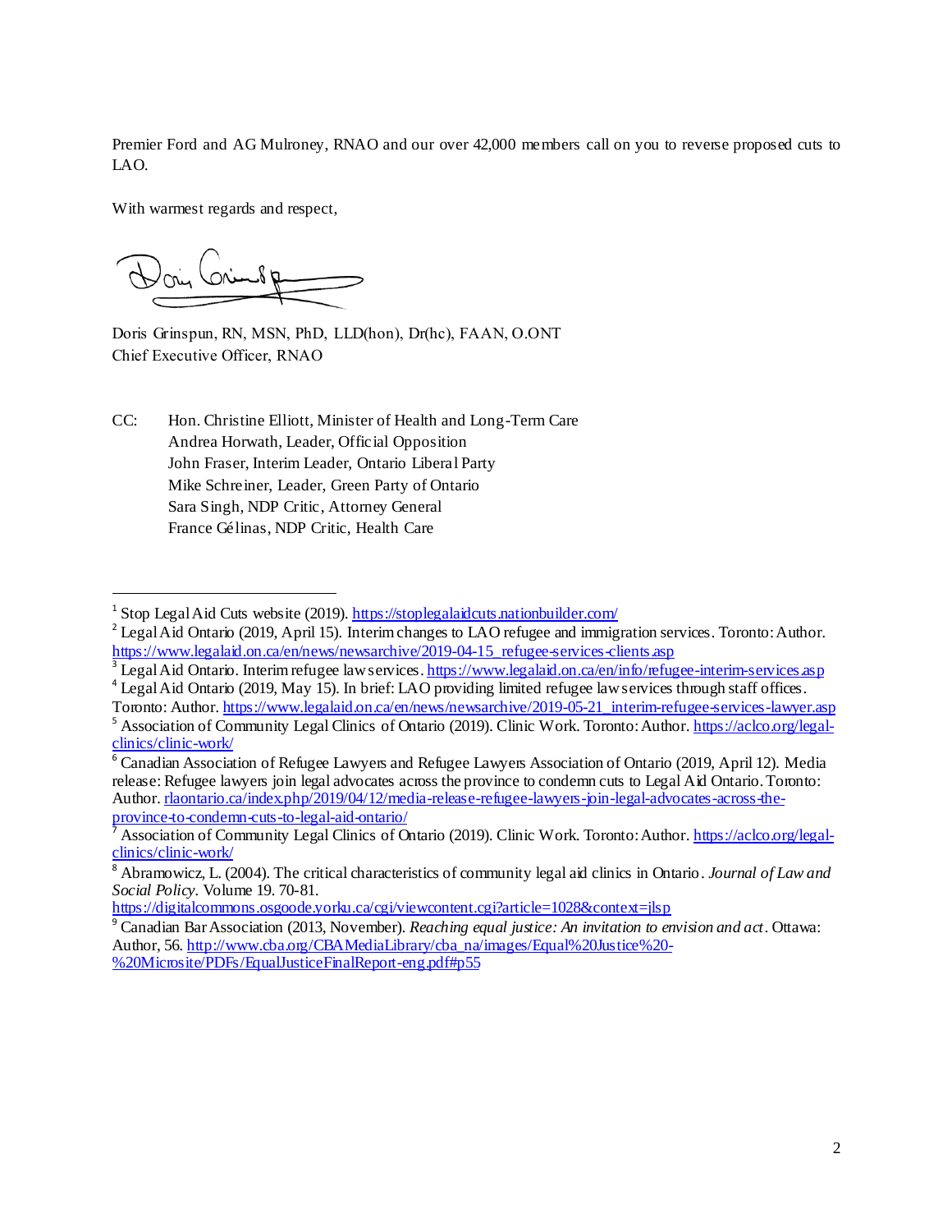Premier Ford and AG Mulroney, RNAO and our over 42,000 members call on you to reverse proposed cuts to LAO.

With warmest regards and respect,

Doris Grinspun, RN, MSN, PhD, LLD(hon), Dr(hc), FAAN, O.ONT
Chief Executive Officer, RNAO

CC: Hon. Christine Elliott, Minister of Health and Long-Term Care
Andrea Horwath, Leader, Official Opposition
John Fraser, Interim Leader, Ontario Liberal Party
Mike Schreiner, Leader, Green Party of Ontario
Sara Singh, NDP Critic, Attorney General
France Gélinas, NDP Critic, Health Care

---

[1] Stop Legal Aid Cuts website (2019). https://stoplegalaidcuts.nationbuilder.com/

[2] Legal Aid Ontario (2019, April 15). Interim changes to LAO refugee and immigration services. Toronto: Author. https://www.legalaid.on.ca/en/news/newsarchive/2019-04-15_refugee-services-clients.asp

[3] Legal Aid Ontario. Interim refugee law services. https://www.legalaid.on.ca/en/info/refugee-interim-services.asp

[4] Legal Aid Ontario (2019, May 15). In brief: LAO providing limited refugee law services through staff offices. Toronto: Author. https://www.legalaid.on.ca/en/news/newsarchive/2019-05-21_interim-refugee-services-lawyer.asp

[5] Association of Community Legal Clinics of Ontario (2019). Clinic Work. Toronto: Author. https://aclco.org/legal-clinics/clinic-work/

[6] Canadian Association of Refugee Lawyers and Refugee Lawyers Association of Ontario (2019, April 12). Media release: Refugee lawyers join legal advocates across the province to condemn cuts to Legal Aid Ontario. Toronto: Author. rlaontario.ca/index.php/2019/04/12/media-release-refugee-lawyers-join-legal-advocates-across-the-province-to-condemn-cuts-to-legal-aid-ontario/

[7] Association of Community Legal Clinics of Ontario (2019). Clinic Work. Toronto: Author. https://aclco.org/legal-clinics/clinic-work/

[8] Abramowicz, L. (2004). The critical characteristics of community legal aid clinics in Ontario. *Journal of Law and Social Policy*. Volume 19. 70-81. https://digitalcommons.osgoode.yorku.ca/cgi/viewcontent.cgi?article=1028&context=jlsp

[9] Canadian Bar Association (2013, November). *Reaching equal justice: An invitation to envision and act*. Ottawa: Author, 56. http://www.cba.org/CBAMediaLibrary/cba_na/images/Equal%20Justice%20-%20Microsite/PDFs/EqualJusticeFinalReport-eng.pdf#p55